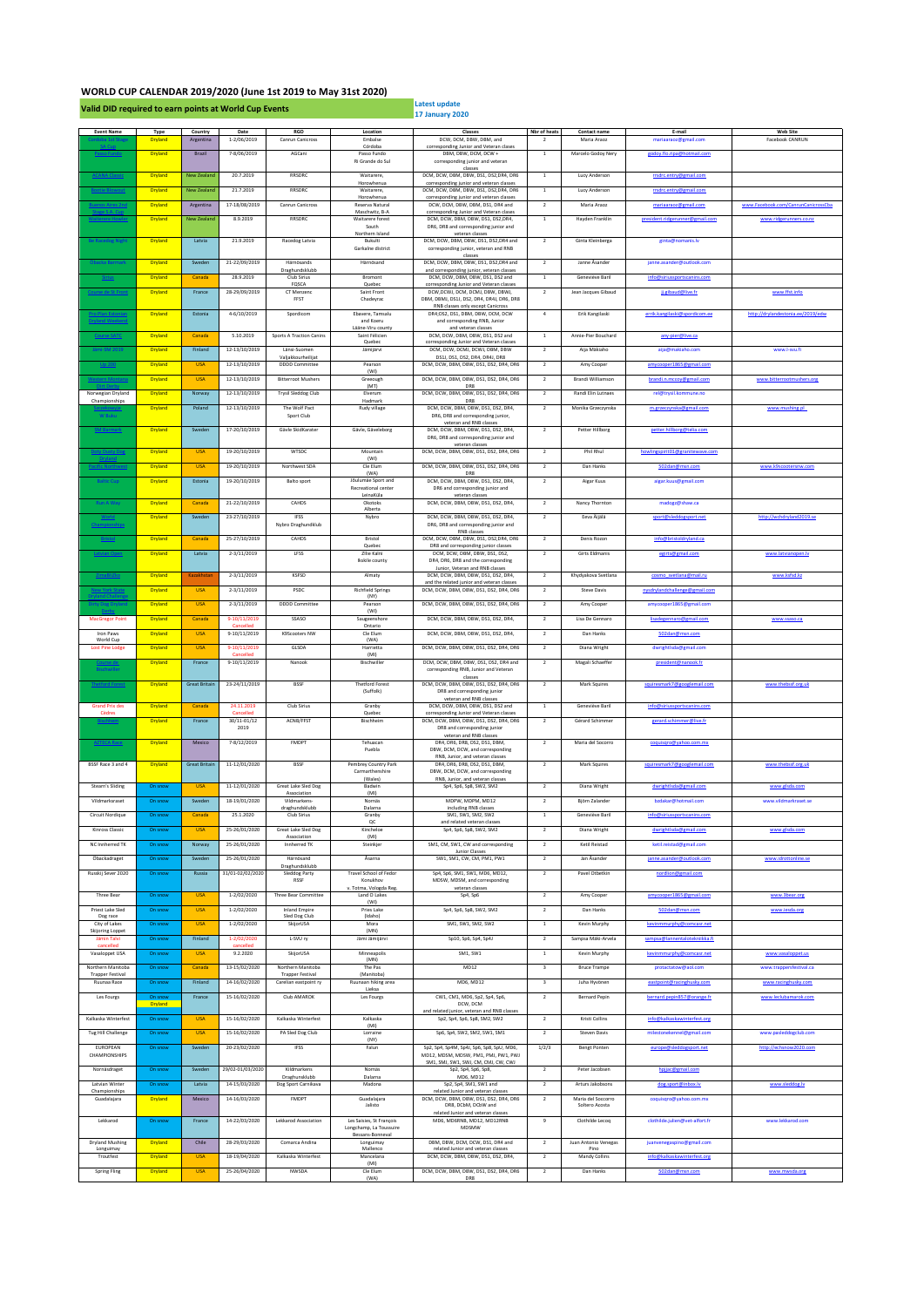# WORLD CUP CALENDAR 2019/2020 (June 1st 2019 to May 31st 2020)

**Valid DID required to earn points at World Cup Events**

**Latest update 17 January 2020**

| Event Name | Type | Country | Date | RGO | Location | Classes | Nbr of heats | Contact name | E-mail | Web Site |
|---|---|---|---|---|---|---|---|---|---|---|
| Cordoba 1st Stage SA Cup | Dryland | Argentina | 1-2/06/2019 | Canrun Canicross | Embalse Cordoba | DCW, DCM, DBW, DBM, and corresponding Junior and Veteran classes | 2 | Maria Araoz | mariaaraoz@gmail.com | Facebook CANRUN |
| Passo Fundo | Dryland | Brazil | 7-8/06/2019 | AGCani | Passo Fundo Ri Grande do Sul | DBM, DBW, DCW, DCW + corresponding junior and veteran classes | 1 | Marcelo Godoy Nery | godoy.flo.ripa@hotmail.com | |
| ACANA Classic | Dryland | New Zealand | 20.7.2019 | RRSDRC | Waitarere, Horowhenua | DCM, DCW, DBM, DBW, DS1, DS2,DR4, DR6 corresponding junior and veteran classes | 1 | Lucy Anderson | rrsdrc.entry@gmail.com | |
| Pacific Blowout | Dryland | New Zealand | 21.7.2019 | RRSDRC | Waitarere, Horowhenua | DCM, DCW, DBM, DBW, DS1, DS2,DR4, DR6 corresponding junior and veteran classes | 1 | Lucy Anderson | rrsdrc.entry@gmail.com | |
| Buenos Aires 2nd Stage S.A. Cup | Dryland | Argentina | 17-18/08/2019 | Canrun Canicross | Reserva Natural Maschwitz, B-A | DCW, DCM, DBW, DBM, DS1, DR4 and corresponding Junior and Veteran classes | 2 | Maria Araoz | mariaaraoz@gmail.com | www.Facebook.com/CanrunCanicrossClu |
| Waitarere Howler | Dryland | New Zealand | 8.9.2019 | RRSDRC | Waitarere forest South North Island | DCM, DCW, DBM, DBW, DS1, DS2,DR4, DR6, DR8 and corresponding junior and veteran classes | 1 | Hayden Franklin | president.ridgerunner@gmail.com | www.ridgerunners.co.nz |
| Bo Rasedog Night | Dryland | Latvia | 21.9.2019 | Rasedog Latvia | Buküiti Garkalne district | DCM, DCW, DBM, DBW, DS1, DS2,DR4 and corresponding junior, veteran and RNB classes | 2 | Ginta Kleinberga | ginta@nomanis.lv | |
| Öbacka Barmark | Dryland | Sweden | 21-22/09/2019 | Härnösands Draghundsklubb | Härnösand | DCM, DCW, DBM, DBW, DS1, DS2,DR4 and and corresponding junior, veteran classes | 2 | Janne Åsander | janne.asander@outlook.com | |
| Sirius | Dryland | Canada | 28.9.2019 | Club Sirius FQSCA | Bromont Quebec | DCM, DCW, DBM, DBW, DS1, DS2 and corresponding Junior and Veteran classes | 1 | Geneviève Baril | info@siriussportscanins.com | |
| Course de St Front | Dryland | France | 28-29/09/2019 | CT Menzenc FFST | Saint Front Chadeyrac | DCW,DCWJ, DCM, DCMJ, DBW, DBWJ, DBM, DBMJ, DS1, DS2, DR4, DR6, DR8 RNB classes only except Canicross | 2 | Jean Jacques Gibaud | jj.gibaud@live.fr | www.ffst.info |
| Pro Plan Estonian Dryland Weekend | Dryland | Estonia | 4-6/10/2019 | Sportdcom | Ebavere, Tamsalu and Koeru Lääne-Viru county | DR4,DS2, DS1, DBM, DBW, DCM, DCW and corresponding RNB, Junior and veteran classes | 4 | Erik Kangilaski | erik.kangilaski@sportdcom.ee | http://drylandestonia.ee/2019/edw |
| Course SATC | Dryland | Canada | 5.10.2019 | Sports A Traction Canins | Saint Félicien Quebec | DCM, DCW, DBM, DBW, DS1, DS2 and corresponding Junior and Veteran classes | 1 | Annie-Pier Bouchard | amy-pier@live.ca | |
| Jämi-DM 2019 | Dryland | Finland | 12-13/10/2019 | Länsi-Suomen Valjakkourheilijat | Jämijärvi | DCW, DCWJ, DCM, DCMJ, DBM, DBW, DS1, DS1, DS2, DR4, DR4, DR8 | 2 | Aija Mäkiaho | aija@makiaho.com | www.l-svu.fi |
| Up 200 | Dryland | USA | 12-13/10/2019 | DDDD Committee | Pearson (WI) | DCM, DCW, DBM, DBW, DS1, DS2, DR4, DR6 | 2 | Amy Cooper | amycooper1865@gmail.com | |
| Western Montana Dirt Derby | Dryland | USA | 12-13/10/2019 | Bitterroot Mushers | Greeough (MT) | DCM, DCW, DBM, DBW, DS1, DS2, DR4, DR6, DR8 | 2 | Brandi Williamson | brandi.n.mccoy@gmail.com | www.bitterrootmushers.org |
| Norwegian Dryland Championships | Dryland | Norway | 12-13/10/2019 | Trysil Sledding Club | Elverum Hedmark | DCM, DCW, DBM, DBW, DS1, DS2, DR4, DR6, DR8 | 2 | | rel@trysil.kommune.no | |
| Srebrnowa W Butu | Dryland | Poland | 12-13/10/2019 | The Wolf Pact Sport Club | Rudy village | DCM, DCW, DBM, DBW, DS1, DS2, DR4, DR6, DR8 and corresponding junior, veteran and RNB classes | 2 | Monika Grzeczynska | m.grzeczynska@gmail.com | www.mushing.pl |
| SM Barmark | Dryland | Sweden | 17-20/10/2019 | Gävle Slédkarater | Gävle, Gävleborg | DCM, DCW, DBM, DBW, DS1, DS2, DR4, DR6, DR8 and corresponding junior and veteran classes | 2 | Petter Hillborg | petter.hillborg@telia.com | |
| Dirty Dusty Dog Dryland | Dryland | USA | 19-20/10/2019 | WTSDC | Mountain (WI) | DCM, DCW, DBM, DBW, DS1, DS2, DR4, DR6 | 2 | Phil Rhul | howlingspirit01@granitewave.com | |
| Pacific Northwest | Dryland | USA | 19-20/10/2019 | Northwest SDA | Cle Elum (WA) | DCM, DCW, DBM, DBW, DS1, DS2, DR4, DR6, DR8 | 2 | Dan Hanks | 502dan@msn.com | www.k9scootersnw.com |
| Baltic Cup | Dryland | Estonia | 19-20/10/2019 | Balto sport | Jõulumäe Sport and Recreational center Leinaküla | DCM, DCW, DBM, DBW, DS1, DS2, DR4, DR6 and corresponding junior and veteran classes | 2 | Aigar Kuus | aigar.kuus@gmail.com | |
| Run A Way | Dryland | Canada | 21-22/10/2019 | CAHDS | Okotoks Alberta | DCM, DCW, DBM, DBW, DS1, DS2, DR4, | 2 | Nancy Thornton | madogo@shaw.ca | |
| World Championships | Dryland | Sweden | 23-27/10/2019 | IFSS Nybro Draghundklub | Nybro | DCM, DCW, DBM, DBW, DS1, DS2, DR4, DR6, DR8 and corresponding junior and RNB classes | 2 | Eeva Äijälä | sport@sleddogsport.net | http://wchdryland2019.se |
| Bristol | Dryland | Canada | 25-27/10/2019 | CAHDS | Bristol Quebec | DCM, DCW, DBM, DBW, DS1, DS2,DR4, DR6 DR8 and corresponding junior classes | 2 | Denis Rozon | info@bristoldryland.ca | |
| Latvian Open | Dryland | Latvia | 2-3/11/2019 | LFSS | Zilie Kalni Bokle county | DCM, DCW, DBM, DBW, DS1, DS2, DR4, DR6, DR8 and the corresponding Junior, Veteran and RNB classes | 2 | Girts Eldmanis | egirts@gmail.com | www.latvianopen.lv |
| ZimaBaZhi | Dryland | Kazakhstan | 2-3/11/2019 | KSFSD | Almaty | DCM, DCW, DBM, DBW, DS1, DS2, DR4, and the related junior and veteran classes | 2 | Khydyakova Svetlana | cosmo_svetlana@mail.ru | www.ksfsd.kz |
| New York State Dryland Challenge | Dryland | USA | 2-3/11/2019 | PSDC | Richfield Springs (NY) | DCM, DCW, DBM, DBW, DS1, DS2, DR4, DR6 | 2 | Steve Davis | nysdrylandchallenge@gmail.com | |
| Dirty Dog Dryland Derby | Dryland | USA | 2-3/11/2019 | DDDD Committee | Pearson (WI) | DCM, DCW, DBM, DBW, DS1, DS2, DR4, DR6 | 2 | Amy Cooper | amycooper1865@gmail.com | |
| MacGregor Point | Dryland | Canada | 9-10/11/2019 Cancelled | SSASO | Saugeenshore Ontario | DCM, DCW, DBM, DBW, DS1, DS2, DR4, | 2 | Lisa De Gennaro | lisadegennaro@gmail.com | www.ssaso.ca |
| Iron Paws World Cup | Dryland | USA | 9-10/11/2019 | K9Scooters NW | Cle Elum (WA) | DCM, DCW, DBM, DBW, DS1, DS2, DR4, | 2 | Dan Hanks | 502dan@msn.com | |
| Lost Pine Lodge | Dryland | USA | 9-10/11/2019 Cancelled | GLSDA | Harrietta (MI) | DCM, DCW, DBM, DBW, DS1, DS2, DR4, DR6 | 2 | Diana Wright | dwrightlsda@gmail.com | |
| Course de Bischwiller | Dryland | France | 9-10/11/2019 | Nanook | Bischwiller | DCM, DCW, DBM, DBW, DS1, DS2, DR4 and corresponding RNB, Junior and Veteran classes | 2 | Magali Schaeffer | president@nanook.fr | |
| Thetford Forest | Dryland | Great Britain | 23-24/11/2019 | BSSF | Thetford Forest (Suffolk) | DCM, DCW, DBM, DBW, DS1, DS2, DR4, DR6 DR8 and corresponding junior veteran and RNB classes | 2 | Mark Squires | squiresmark7@googlemail.com | www.thebssf.org.uk |
| Grand Prix des Cèdres | Dryland | Canada | 24.11.2019 Cancelled | Club Sirius | Granby Quebec | DCM, DCW, DBM, DBW, DS1, DS2 and corresponding Junior and Veteran classes | 1 | Geneviève Baril | info@siriussportscanins.com | |
| Bischheim | Dryland | France | 30/11-01/12 2019 | ACNB/FFST | Bischheim | DCM, DCW, DBM, DBW, DS1, DS2, DR4, DR6 DR8 and corresponding junior veteran and RNB classes | 2 | Gérard Schimmer | gerard.schimmer@live.fr | |
| AZTECA Race | Dryland | Mexico | 7-8/12/2019 | FMDPT | Tehuacan Puebla | DR4, DR6, DR8, DS2, DS1, DBM, DBW, DCM, DCW, and corresponding RNB, Junior, and veteran classes | 2 | Maria del Socorro | coquisqro@yahoo.com.mx | |
| BSSF Race 3 and 4 | Dryland | Great Britain | 11-12/01/2020 | BSSF | Pembrey Country Park Carmarthenshire (Wales) | DR4, DR6, DR8, DS2, DS1, DBM, DBW, DCM, DCW, and corresponding RNB, Junior, and veteran classes | 2 | Mark Squires | squiresmark7@googlemail.com | www.thebssf.org.uk |
| Steam's Sliding | On snow | USA | 11-12/01/2020 | Great Lake Sled Dog Association | Badwin (MI) | Sp4, Sp6, Sp8, SW2, SM2 | 2 | Diana Wright | dwrightlsda@gmail.com | www.glsds.com |
| Vildmarksrauset | On snow | Sweden | 18-19/01/2020 | Vildmarkens-draghundsklubb | Norrnäs Dalarna | MDPW, MDPM, MD12 including RNB classes | 2 | Björn Zalander | bzdakar@hotmail.com | www.vildmarkraset.se |
| Circuit Nordique | On snow | Canada | 25.1.2020 | Club Sirius | Granby QC | SM1, SW1, SM2, SW2 and related veteran classes | 1 | Geneviève Baril | info@siriussportscanins.com | |
| Kinross Classic | On snow | USA | 25-26/01/2020 | Great Lake Sled Dog Association | Kincheloe (MI) | Sp4, Sp6, Sp8, SW2, SM2 | 2 | Diana Wright | dwrightlsda@gmail.com | www.glsds.com |
| NC Innherred TK | On snow | Norway | 25-26/01/2020 | Innherred TK | Steinkjer | SM1, CM, SW1, CW and corresponding Junior Classes | 2 | Ketil Reistad | ketil.reistad@gmail.com | |
| Öbackadraget | On snow | Sweden | 25-26/01/2020 | Härnösand Draghundsklubb | Äsarna | SW1, SM1, CW, CM, PM1, PW1 | 2 | Jan Åsander | janne.asander@outlook.com | www.idrottonline.se |
| Russkij Sever 2020 | On snow | Russia | 31/01-02/02/2020 | Sleddog Party RSSF | Travel School of Fedor Konukhov v. Totma, Vologda Reg. | Sp4, Sp6, SW1, SW1, MD6, MD12, MDSW, MDSM, and corresponding veteran classes | 2 | Pavel Otbetkin | nordlion@gmail.com | |
| Three Bear | On snow | USA | 1-2/02/2020 | Three Bear Committee | Land O Lakes (WI) | Sp4, Sp6 | 2 | Amy Cooper | amycooper1865@gmail.com | www.3bear.org |
| Priest Lake Sled Dog race | On snow | USA | 1-2/02/2020 | Inland Empire Sled Dog Club | Pries Lake (Idaho) | Sp4, Sp6, Sp8, SW2, SM2 | 2 | Dan Hanks | 502dan@msn.com | www.iesda.org |
| City of Lakes Skijoring Loppet | On snow | USA | 1-2/02/2020 | SkijorUSA | Mora (MN) | SM1, SW1, SM2, SW2 | 1 | Kevin Murphy | kevinmmurphy@comcast.net | |
| Jämin Talvi cancelled | On snow | Finland | 1-2/02/2020 cancelled | L-SVU ry | Jämi Jämijärvi | Sp10, Sp6, Sp4, Sp4J | 2 | Sampsa Mäki-Arvela | sampsa@lannentalotekniikka.fi | |
| Vasaloppet USA | On snow | USA | 9.2.2020 | SkijorUSA | Minneapolis (MN) | SM1, SW1 | 1 | Kevin Murphy | kevinmmurphy@comcast.net | www.vasaloppet.us |
| Northern Manitoba Trapper Festival | On snow | Canada | 13-15/02/2020 | Northern Manitoba Trapper Festival | The Pas (Manitoba) | MD12 | 3 | Bruce Trampe | protactatow@aol.com | www.trappersfestival.ca |
| Ruunaa Race | On snow | Finland | 14-16/02/2020 | Carelian eastpoint ry | Ruunaan hiking area Lieksa | MD6, MD12 | 3 | Juha Hyvönen | eastpoint@racinghusky.com | www.racinghusky.com |
| Les Fourgs | On snow Dryland | France | 15-16/02/2020 | Club AMAROK | Les Fourgs | CW1, CM1, MD6, Sp2, Sp4, Sp6, DCW, DCM and related junior, veteran and RNB classes | 2 | Bernard Pepin | bernard.pepin857@orange.fr | www.leclubamarok.com |
| Kalkaska Winterfest | On snow | USA | 15-16/02/2020 | Kalkaska Winterfest | Kalkaska (MI) | Sp2, Sp4, Sp6, Sp8, SW2, SM2 | 2 | Kristi Collins | info@kalkaskawinterfest.org | |
| Tug Hill Challenge | On snow | USA | 15-16/02/2020 | PA Sled Dog Club | Lorraine (NY) | Sp6, Sp4, SW2, SM2, SW1, SM1 | 2 | Steven Davis | milestonekennel@gmail.com | www.pasleddogclub.com |
| EUROPEAN CHAMPIONSHIPS | On snow | Sweden | 20-23/02/2020 | IFSS | Falun | Sp2, Sp4, Sp4M, Sp4J, Sp6, Sp8, SpU, MD6, MD12, MDSM, MDSW, PM1, PWJ, PWJ, SM1, SMJ, SW1, SWJ, CM, CMJ, CW, CWJ | 1/2/3 | Bengt Ponten | europe@sleddogsport.net | http://echsnow2020.com |
| Norrnäsdraget | On snow | Sweden | 29/02-01/03/2020 | Vildmarkens Draghundklubb | Norrnäs Dalarna | Sp2, Sp4, Sp6, Sp8, MD6, MD12 | 2 | Peter Jacobsen | bjgjac@gmail.com | |
| Latvian Winter Championships | On snow | Latvia | 14-15/03/2020 | Dog Sport Cannikava | Madona | Sp2,Sp4, SW1, SM1 and related Junior and veteran classes | 2 | Arturs Jakobsons | dog.sport@inbox.lv | www.sleddog.lv |
| Guadalajara | Dryland | Mexico | 14-16/03/2020 | FMDPT | Guadalajara Jalisto | DCM, DCW, DBM, DBW, DS1, DS2, DR4, DR6 DR8, DCBM, DCbW and related Junior and veteran classes | 2 | Maria del Soccorro Soltero Acosta | coquisqro@yahoo.com.mx | |
| Lekkarod | On snow | France | 14-22/03/2020 | Lekkarod Association | Les Saisies, St François Longchamp, La Toussuire Bessans-Bonneval | MD6, MD6RNB, MD12, MD12RNB MDSMW | 9 | Clothilde Lecoq | clothilde.julien@set-alfort.fr | www.lekkarod.com |
| Dryland Mushing Longuimay | Dryland | Chile | 28-29/03/2020 | Comarca Andina | Longuimay Malleco | DBM, DBW, DCM, DCW, DS1, DR4 and related Junior and veteran classes | 2 | Juan Antonio Venegas Pino | juanvenegaspino@gmail.com | |
| Troutfest | Dryland | USA | 18-19/04/2020 | Kalkaska Winterfest | Mancelona (MI) | DCM, DCW, DBM, DBW, DS1, DS2, DR4, | 2 | Mandy Collins | info@kalkaskawinterfest.org | |
| Spring Fling | Dryland | USA | 25-26/04/2020 | NWSDA | Cle Elum (WA) | DCM, DCW, DBM, DBW, DS1, DS2, DR4, DR6, DR8 | 2 | Dan Hanks | 502dan@msn.com | www.nwsda.org |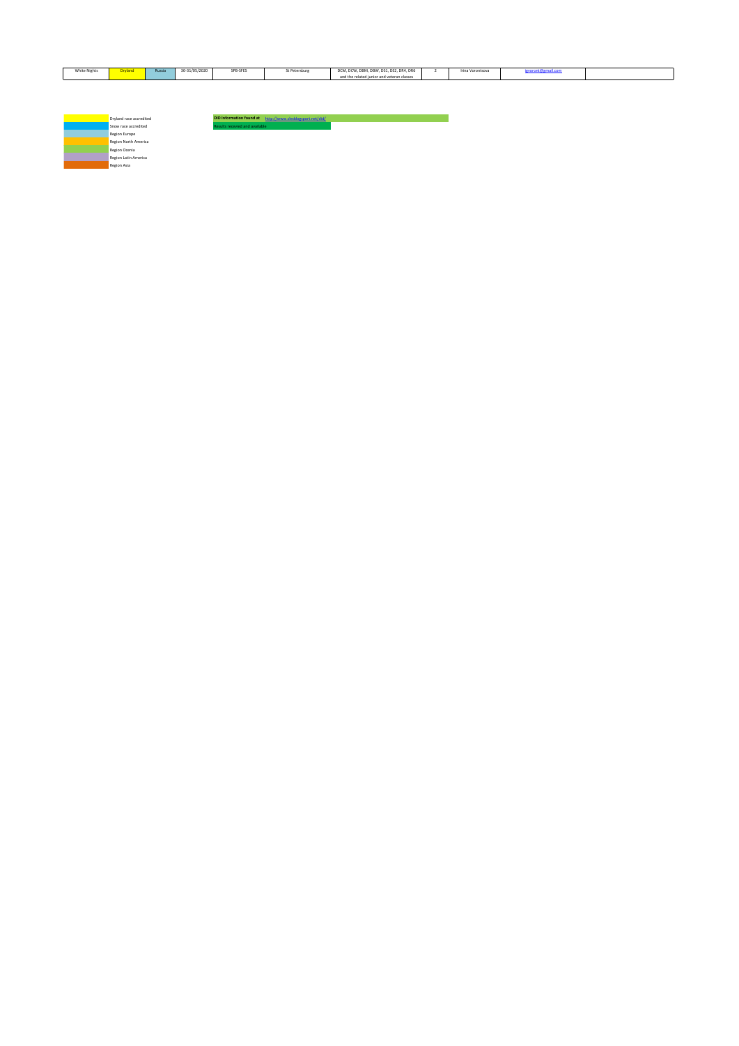| | | | | | | | | | | |
|---|---|---|---|---|---|---|---|---|---|---|
| White Nights | Dryland | Russia | 30-31/05/2020 | SPB-SFES | St Petersburg | DCM, DCW, DBM, DBW, DS1, DS2, DR4, DR6 and the related junior and veteran classes | 2 | Irina Vorontsova | igvoront@gmail.com | |

| | |
|---|---|
| | Dryland race accredited |
| | Snow race accredited |
| | Region Europe |
| | Region North America |
| | Region Ocenia |
| | Region Latin America |
| | Region Asia |

**DID Information found at** http://www.sleddogsport.net/did/

Results received and available